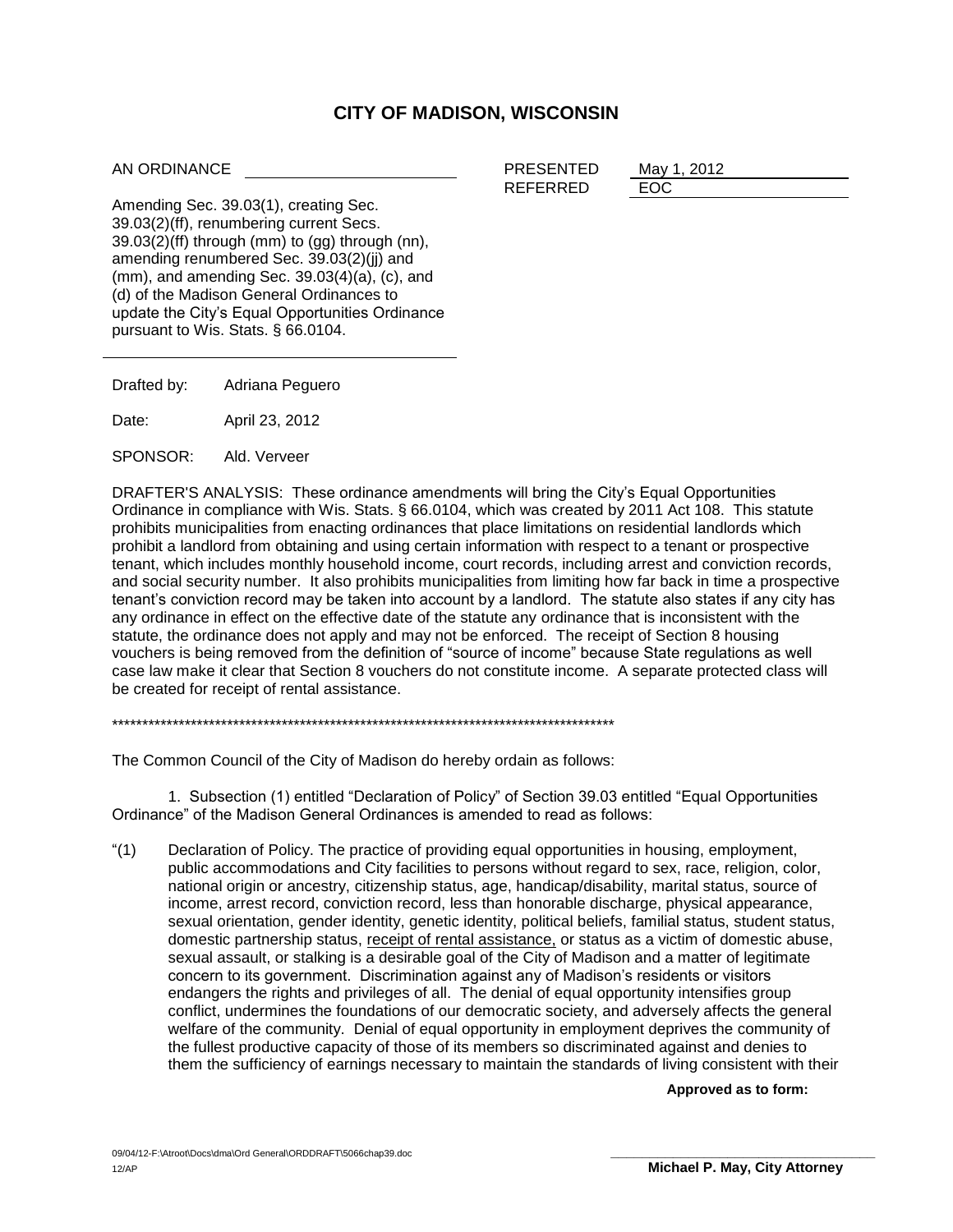# CITY OF MADISON, WISCONSIN

AN ORDINANCE

PRESENTED May 1, 2012
REFERRED EOC

Amending Sec. 39.03(1), creating Sec. 39.03(2)(ff), renumbering current Secs. 39.03(2)(ff) through (mm) to (gg) through (nn), amending renumbered Sec. 39.03(2)(jj) and (mm), and amending Sec. 39.03(4)(a), (c), and (d) of the Madison General Ordinances to update the City's Equal Opportunities Ordinance pursuant to Wis. Stats. § 66.0104.

Drafted by: Adriana Peguero

Date: April 23, 2012

SPONSOR: Ald. Verveer

DRAFTER'S ANALYSIS: These ordinance amendments will bring the City's Equal Opportunities Ordinance in compliance with Wis. Stats. § 66.0104, which was created by 2011 Act 108. This statute prohibits municipalities from enacting ordinances that place limitations on residential landlords which prohibit a landlord from obtaining and using certain information with respect to a tenant or prospective tenant, which includes monthly household income, court records, including arrest and conviction records, and social security number. It also prohibits municipalities from limiting how far back in time a prospective tenant's conviction record may be taken into account by a landlord. The statute also states if any city has any ordinance in effect on the effective date of the statute any ordinance that is inconsistent with the statute, the ordinance does not apply and may not be enforced. The receipt of Section 8 housing vouchers is being removed from the definition of "source of income" because State regulations as well case law make it clear that Section 8 vouchers do not constitute income. A separate protected class will be created for receipt of rental assistance.

\*\*\*\*\*\*\*\*\*\*\*\*\*\*\*\*\*\*\*\*\*\*\*\*\*\*\*\*\*\*\*\*\*\*\*\*\*\*\*\*\*\*\*\*\*\*\*\*\*\*\*\*\*\*\*\*\*\*\*\*\*\*\*\*\*\*\*\*\*\*\*\*\*\*\*\*\*\*\*\*\*\*\*\*\*\*

The Common Council of the City of Madison do hereby ordain as follows:

1. Subsection (1) entitled "Declaration of Policy" of Section 39.03 entitled "Equal Opportunities Ordinance" of the Madison General Ordinances is amended to read as follows:

"(1) Declaration of Policy. The practice of providing equal opportunities in housing, employment, public accommodations and City facilities to persons without regard to sex, race, religion, color, national origin or ancestry, citizenship status, age, handicap/disability, marital status, source of income, arrest record, conviction record, less than honorable discharge, physical appearance, sexual orientation, gender identity, genetic identity, political beliefs, familial status, student status, domestic partnership status, <u>receipt of rental assistance,</u> or status as a victim of domestic abuse, sexual assault, or stalking is a desirable goal of the City of Madison and a matter of legitimate concern to its government. Discrimination against any of Madison's residents or visitors endangers the rights and privileges of all. The denial of equal opportunity intensifies group conflict, undermines the foundations of our democratic society, and adversely affects the general welfare of the community. Denial of equal opportunity in employment deprives the community of the fullest productive capacity of those of its members so discriminated against and denies to them the sufficiency of earnings necessary to maintain the standards of living consistent with their

**Approved as to form:**

**Michael P. May, City Attorney**

09/04/12-F:\Atroot\Docs\dma\Ord General\ORDDRAFT\5066chap39.doc
12/AP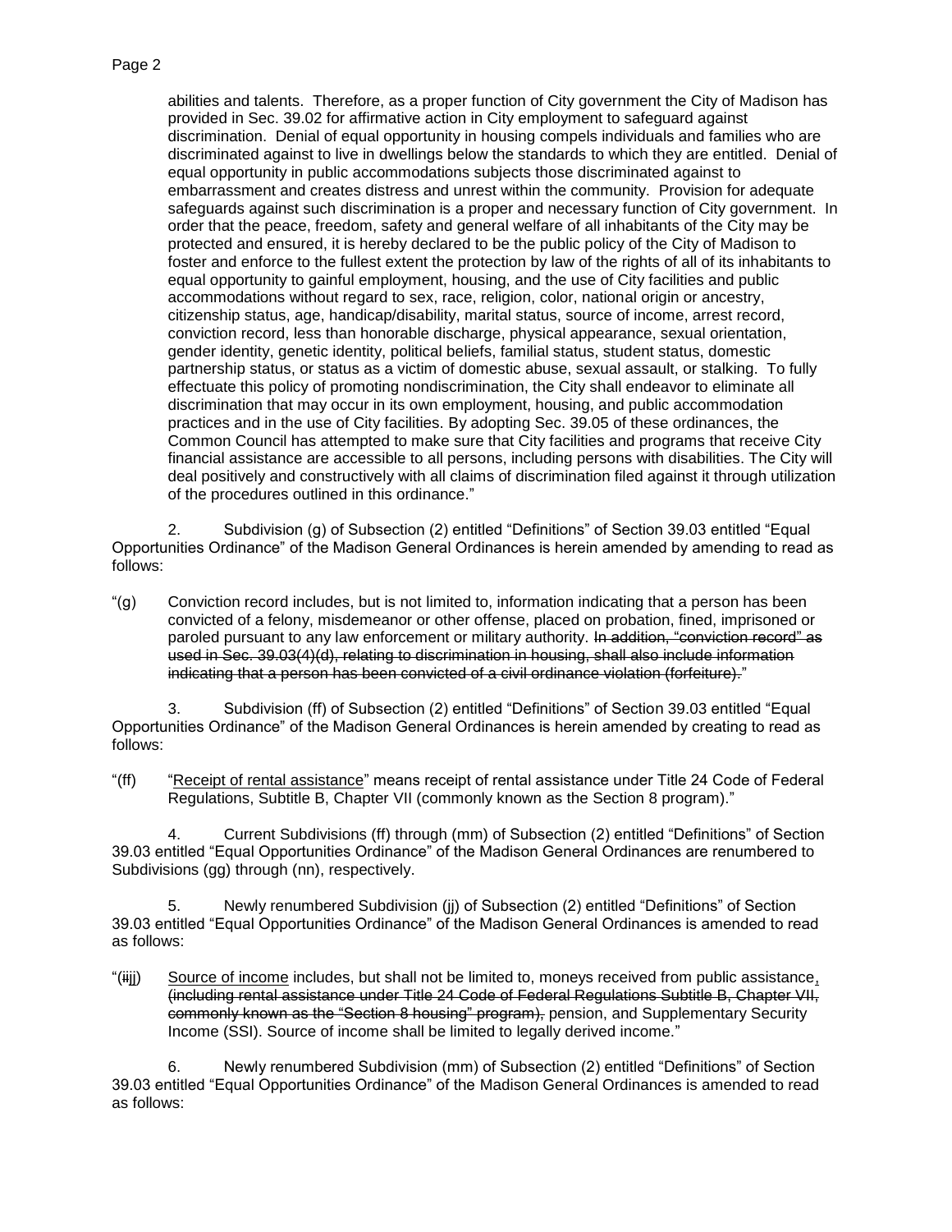abilities and talents. Therefore, as a proper function of City government the City of Madison has provided in Sec. 39.02 for affirmative action in City employment to safeguard against discrimination. Denial of equal opportunity in housing compels individuals and families who are discriminated against to live in dwellings below the standards to which they are entitled. Denial of equal opportunity in public accommodations subjects those discriminated against to embarrassment and creates distress and unrest within the community. Provision for adequate safeguards against such discrimination is a proper and necessary function of City government. In order that the peace, freedom, safety and general welfare of all inhabitants of the City may be protected and ensured, it is hereby declared to be the public policy of the City of Madison to foster and enforce to the fullest extent the protection by law of the rights of all of its inhabitants to equal opportunity to gainful employment, housing, and the use of City facilities and public accommodations without regard to sex, race, religion, color, national origin or ancestry, citizenship status, age, handicap/disability, marital status, source of income, arrest record, conviction record, less than honorable discharge, physical appearance, sexual orientation, gender identity, genetic identity, political beliefs, familial status, student status, domestic partnership status, or status as a victim of domestic abuse, sexual assault, or stalking. To fully effectuate this policy of promoting nondiscrimination, the City shall endeavor to eliminate all discrimination that may occur in its own employment, housing, and public accommodation practices and in the use of City facilities. By adopting Sec. 39.05 of these ordinances, the Common Council has attempted to make sure that City facilities and programs that receive City financial assistance are accessible to all persons, including persons with disabilities. The City will deal positively and constructively with all claims of discrimination filed against it through utilization of the procedures outlined in this ordinance."

2. Subdivision (g) of Subsection (2) entitled "Definitions" of Section 39.03 entitled "Equal Opportunities Ordinance" of the Madison General Ordinances is herein amended by amending to read as follows:

"(g) Conviction record includes, but is not limited to, information indicating that a person has been convicted of a felony, misdemeanor or other offense, placed on probation, fined, imprisoned or paroled pursuant to any law enforcement or military authority. ~~In addition, "conviction record" as used in Sec. 39.03(4)(d), relating to discrimination in housing, shall also include information indicating that a person has been convicted of a civil ordinance violation (forfeiture).~~"

3. Subdivision (ff) of Subsection (2) entitled "Definitions" of Section 39.03 entitled "Equal Opportunities Ordinance" of the Madison General Ordinances is herein amended by creating to read as follows:

"(ff) "Receipt of rental assistance" means receipt of rental assistance under Title 24 Code of Federal Regulations, Subtitle B, Chapter VII (commonly known as the Section 8 program)."

4. Current Subdivisions (ff) through (mm) of Subsection (2) entitled "Definitions" of Section 39.03 entitled "Equal Opportunities Ordinance" of the Madison General Ordinances are renumbered to Subdivisions (gg) through (nn), respectively.

5. Newly renumbered Subdivision (jj) of Subsection (2) entitled "Definitions" of Section 39.03 entitled "Equal Opportunities Ordinance" of the Madison General Ordinances is amended to read as follows:

"(~~ii~~jj) Source of income includes, but shall not be limited to, moneys received from public assistance, ~~(including rental assistance under Title 24 Code of Federal Regulations Subtitle B, Chapter VII, commonly known as the "Section 8 housing" program),~~ pension, and Supplementary Security Income (SSI). Source of income shall be limited to legally derived income."

6. Newly renumbered Subdivision (mm) of Subsection (2) entitled "Definitions" of Section 39.03 entitled "Equal Opportunities Ordinance" of the Madison General Ordinances is amended to read as follows: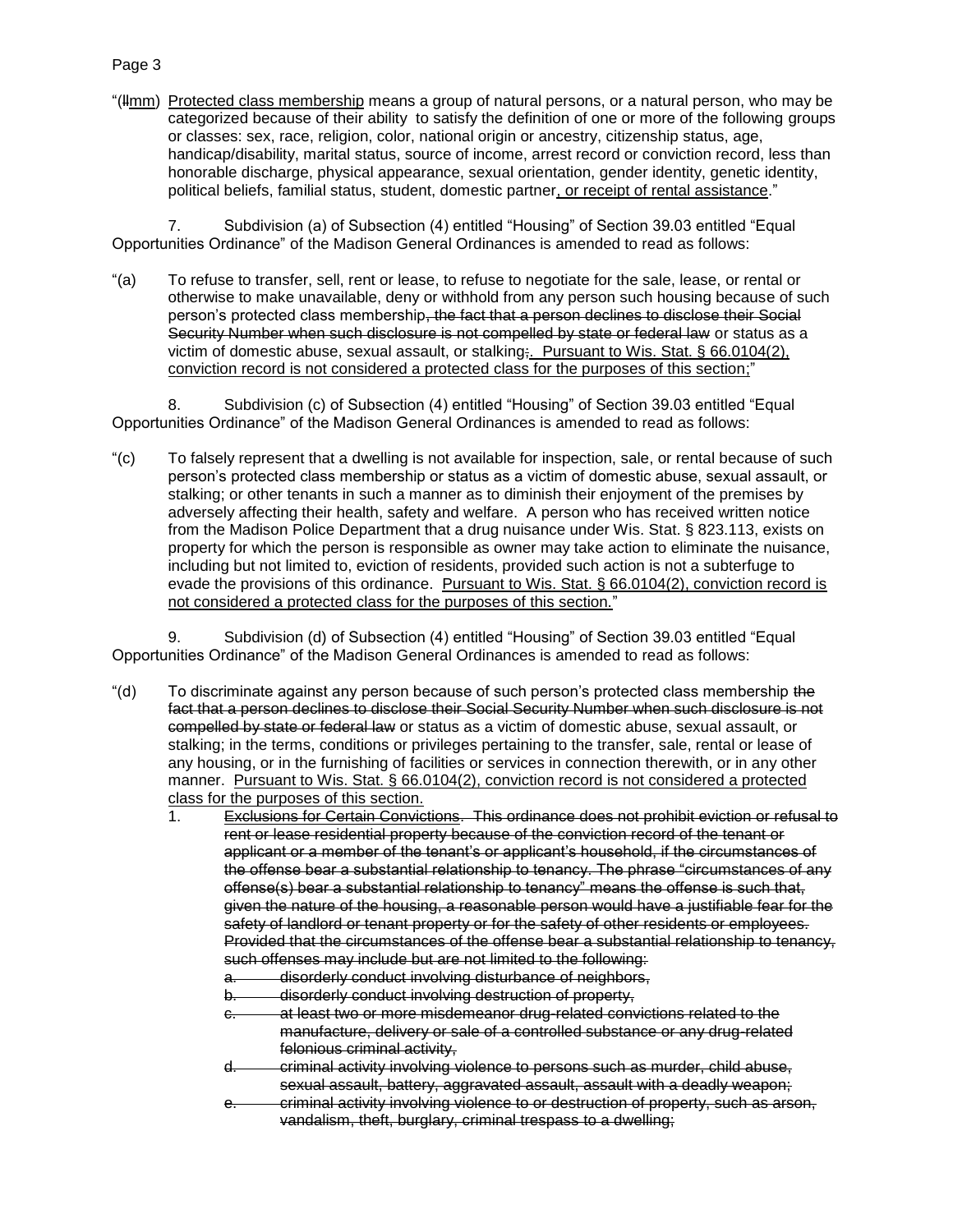"(~~ll~~mm) <u>Protected class membership</u> means a group of natural persons, or a natural person, who may be categorized because of their ability to satisfy the definition of one or more of the following groups or classes: sex, race, religion, color, national origin or ancestry, citizenship status, age, handicap/disability, marital status, source of income, arrest record or conviction record, less than honorable discharge, physical appearance, sexual orientation, gender identity, genetic identity, political beliefs, familial status, student, domestic partner<u>, or receipt of rental assistance</u>."

7. Subdivision (a) of Subsection (4) entitled "Housing" of Section 39.03 entitled "Equal Opportunities Ordinance" of the Madison General Ordinances is amended to read as follows:

"(a) To refuse to transfer, sell, rent or lease, to refuse to negotiate for the sale, lease, or rental or otherwise to make unavailable, deny or withhold from any person such housing because of such person's protected class membership~~, the fact that a person declines to disclose their Social Security Number when such disclosure is not compelled by state or federal law~~ or status as a victim of domestic abuse, sexual assault, or stalking~~;~~<u>. Pursuant to Wis. Stat. § 66.0104(2), conviction record is not considered a protected class for the purposes of this section;</u>"

8. Subdivision (c) of Subsection (4) entitled "Housing" of Section 39.03 entitled "Equal Opportunities Ordinance" of the Madison General Ordinances is amended to read as follows:

"(c) To falsely represent that a dwelling is not available for inspection, sale, or rental because of such person's protected class membership or status as a victim of domestic abuse, sexual assault, or stalking; or other tenants in such a manner as to diminish their enjoyment of the premises by adversely affecting their health, safety and welfare. A person who has received written notice from the Madison Police Department that a drug nuisance under Wis. Stat. § 823.113, exists on property for which the person is responsible as owner may take action to eliminate the nuisance, including but not limited to, eviction of residents, provided such action is not a subterfuge to evade the provisions of this ordinance. <u>Pursuant to Wis. Stat. § 66.0104(2), conviction record is not considered a protected class for the purposes of this section.</u>"

9. Subdivision (d) of Subsection (4) entitled "Housing" of Section 39.03 entitled "Equal Opportunities Ordinance" of the Madison General Ordinances is amended to read as follows:

"(d) To discriminate against any person because of such person's protected class membership ~~the fact that a person declines to disclose their Social Security Number when such disclosure is not compelled by state or federal law~~ or status as a victim of domestic abuse, sexual assault, or stalking; in the terms, conditions or privileges pertaining to the transfer, sale, rental or lease of any housing, or in the furnishing of facilities or services in connection therewith, or in any other manner. <u>Pursuant to Wis. Stat. § 66.0104(2), conviction record is not considered a protected class for the purposes of this section.</u>

1. ~~Exclusions for Certain Convictions. This ordinance does not prohibit eviction or refusal to rent or lease residential property because of the conviction record of the tenant or applicant or a member of the tenant's or applicant's household, if the circumstances of the offense bear a substantial relationship to tenancy. The phrase "circumstances of any offense(s) bear a substantial relationship to tenancy" means the offense is such that, given the nature of the housing, a reasonable person would have a justifiable fear for the safety of landlord or tenant property or for the safety of other residents or employees. Provided that the circumstances of the offense bear a substantial relationship to tenancy, such offenses may include but are not limited to the following:~~
   a. ~~disorderly conduct involving disturbance of neighbors,~~
   b. ~~disorderly conduct involving destruction of property,~~
   c. ~~at least two or more misdemeanor drug-related convictions related to the manufacture, delivery or sale of a controlled substance or any drug-related felonious criminal activity,~~
   d. ~~criminal activity involving violence to persons such as murder, child abuse, sexual assault, battery, aggravated assault, assault with a deadly weapon;~~
   e. ~~criminal activity involving violence to or destruction of property, such as arson, vandalism, theft, burglary, criminal trespass to a dwelling;~~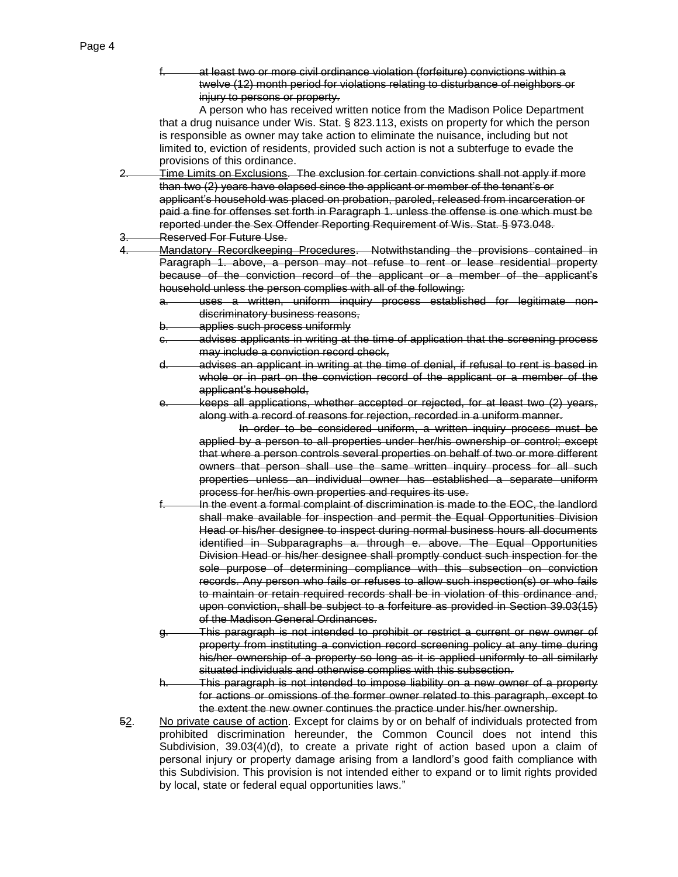~~f. at least two or more civil ordinance violation (forfeiture) convictions within a twelve (12) month period for violations relating to disturbance of neighbors or injury to persons or property.~~

A person who has received written notice from the Madison Police Department that a drug nuisance under Wis. Stat. § 823.113, exists on property for which the person is responsible as owner may take action to eliminate the nuisance, including but not limited to, eviction of residents, provided such action is not a subterfuge to evade the provisions of this ordinance.

~~2. Time Limits on Exclusions. The exclusion for certain convictions shall not apply if more than two (2) years have elapsed since the applicant or member of the tenant's or applicant's household was placed on probation, paroled, released from incarceration or paid a fine for offenses set forth in Paragraph 1. unless the offense is one which must be reported under the Sex Offender Reporting Requirement of Wis. Stat. § 973.048.~~

~~3. Reserved For Future Use.~~

~~4. Mandatory Recordkeeping Procedures. Notwithstanding the provisions contained in Paragraph 1. above, a person may not refuse to rent or lease residential property because of the conviction record of the applicant or a member of the applicant's household unless the person complies with all of the following:~~

~~a. uses a written, uniform inquiry process established for legitimate non-discriminatory business reasons,~~

~~b. applies such process uniformly~~

~~c. advises applicants in writing at the time of application that the screening process may include a conviction record check,~~

~~d. advises an applicant in writing at the time of denial, if refusal to rent is based in whole or in part on the conviction record of the applicant or a member of the applicant's household,~~

~~e. keeps all applications, whether accepted or rejected, for at least two (2) years, along with a record of reasons for rejection, recorded in a uniform manner.~~

~~In order to be considered uniform, a written inquiry process must be applied by a person to all properties under her/his ownership or control; except that where a person controls several properties on behalf of two or more different owners that person shall use the same written inquiry process for all such properties unless an individual owner has established a separate uniform process for her/his own properties and requires its use.~~

~~f. In the event a formal complaint of discrimination is made to the EOC, the landlord shall make available for inspection and permit the Equal Opportunities Division Head or his/her designee to inspect during normal business hours all documents identified in Subparagraphs a. through e. above. The Equal Opportunities Division Head or his/her designee shall promptly conduct such inspection for the sole purpose of determining compliance with this subsection on conviction records. Any person who fails or refuses to allow such inspection(s) or who fails to maintain or retain required records shall be in violation of this ordinance and, upon conviction, shall be subject to a forfeiture as provided in Section 39.03(15) of the Madison General Ordinances.~~

~~g. This paragraph is not intended to prohibit or restrict a current or new owner of property from instituting a conviction record screening policy at any time during his/her ownership of a property so long as it is applied uniformly to all similarly situated individuals and otherwise complies with this subsection.~~

~~h. This paragraph is not intended to impose liability on a new owner of a property for actions or omissions of the former owner related to this paragraph, except to the extent the new owner continues the practice under his/her ownership.~~

~~5~~2. No private cause of action. Except for claims by or on behalf of individuals protected from prohibited discrimination hereunder, the Common Council does not intend this Subdivision, 39.03(4)(d), to create a private right of action based upon a claim of personal injury or property damage arising from a landlord's good faith compliance with this Subdivision. This provision is not intended either to expand or to limit rights provided by local, state or federal equal opportunities laws."